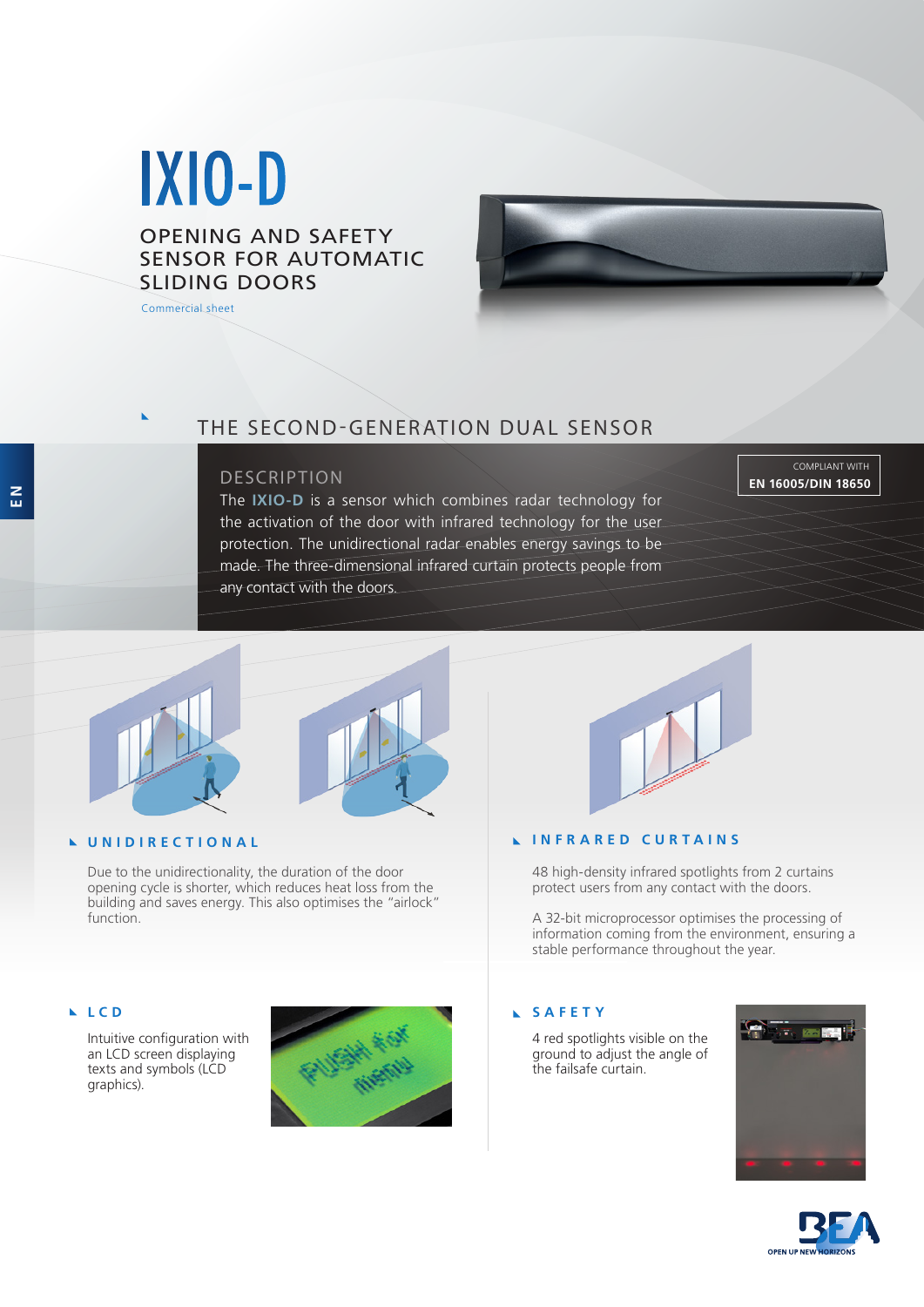# IXIO-D

## OPENING AND SAFETY SENSOR FOR AUTOMATIC SLIDING DOORS

Commercial sheet

## THE SECOND-GENERATION DUAL SENSOR

### DESCRIPTION

COMPLIANT WITH **EN 16005/DIN 18650**

The **IXIO-D** is a sensor which combines radar technology for the activation of the door with infrared technology for the user protection. The unidirectional radar enables energy savings to be made. The three-dimensional infrared curtain protects people from any contact with the doors.

### UNIDIRECTIONAL

Due to the unidirectionality, the duration of the door opening cycle is shorter, which reduces heat loss from the building and saves energy. This also optimises the "airlock" function.

### INFRARED CURTAINS

48 high-density infrared spotlights from 2 curtains protect users from any contact with the doors.

A 32-bit microprocessor optimises the processing of information coming from the environment, ensuring a stable performance throughout the year.

### LCD

Intuitive configuration with an LCD screen displaying texts and symbols (LCD graphics).

### SAFETY

4 red spotlights visible on the ground to adjust the angle of the failsafe curtain.

BEA – OPEN UP NEW HORIZONS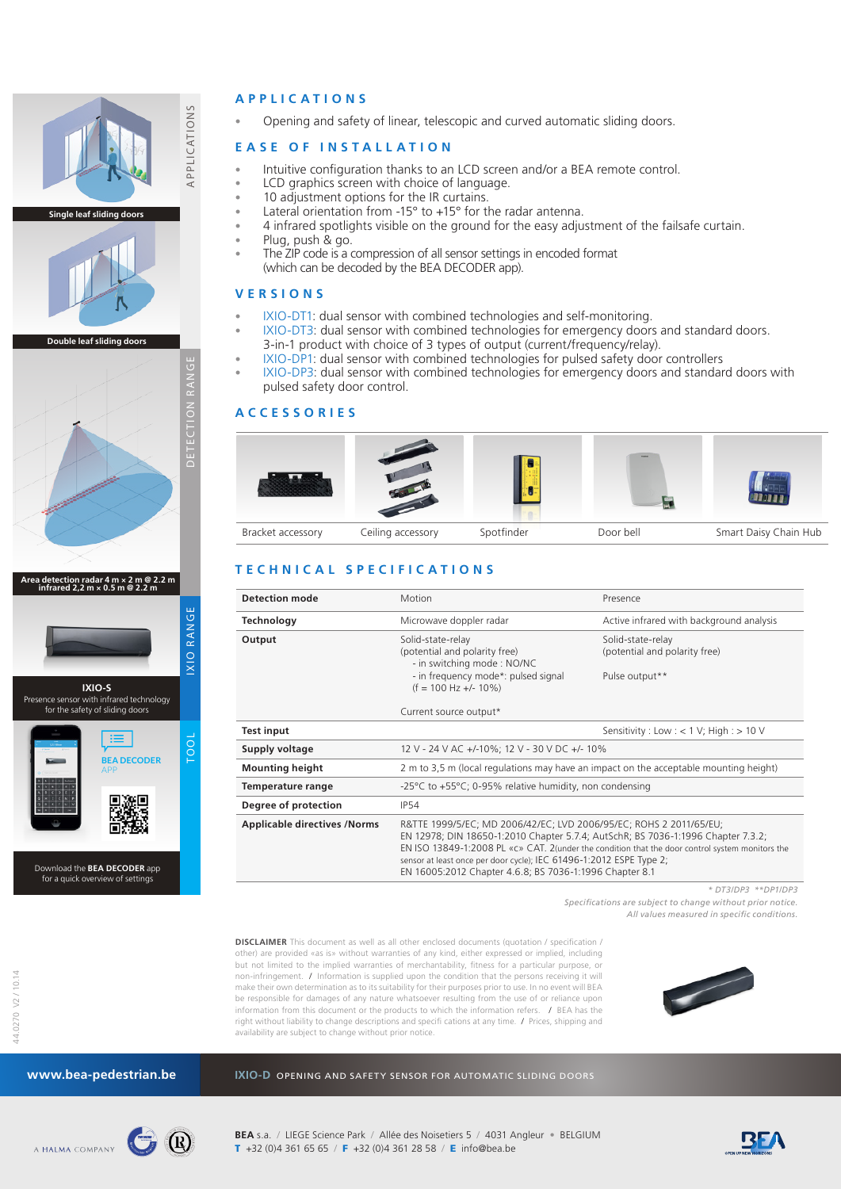APPLICATIONS

Single leaf sliding doors

Double leaf sliding doors

DETECTION RANGE

Area detection radar 4 m × 2 m @ 2.2 m
infrared 2,2 m × 0.5 m @ 2.2 m

IXIO RANGE

**IXIO-S**
Presence sensor with infrared technology for the safety of sliding doors

TOOL

BEA DECODER
APP

Download the **BEA DECODER** app for a quick overview of settings

## APPLICATIONS

- Opening and safety of linear, telescopic and curved automatic sliding doors.

## EASE OF INSTALLATION

- Intuitive configuration thanks to an LCD screen and/or a BEA remote control.
- LCD graphics screen with choice of language.
- 10 adjustment options for the IR curtains.
- Lateral orientation from -15° to +15° for the radar antenna.
- 4 infrared spotlights visible on the ground for the easy adjustment of the failsafe curtain.
- Plug, push & go.
- The ZIP code is a compression of all sensor settings in encoded format (which can be decoded by the BEA DECODER app).

## VERSIONS

- IXIO-DT1: dual sensor with combined technologies and self-monitoring.
- IXIO-DT3: dual sensor with combined technologies for emergency doors and standard doors. 3-in-1 product with choice of 3 types of output (current/frequency/relay).
- IXIO-DP1: dual sensor with combined technologies for pulsed safety door controllers
- IXIO-DP3: dual sensor with combined technologies for emergency doors and standard doors with pulsed safety door control.

## ACCESSORIES

Bracket accessory | Ceiling accessory | Spotfinder | Door bell | Smart Daisy Chain Hub

## TECHNICAL SPECIFICATIONS

| | | |
|---|---|---|
| **Detection mode** | Motion | Presence |
| **Technology** | Microwave doppler radar | Active infrared with background analysis |
| **Output** | Solid-state-relay (potential and polarity free) - in switching mode : NO/NC - in frequency mode*: pulsed signal (f = 100 Hz +/- 10%) Current source output* | Solid-state-relay (potential and polarity free) Pulse output** |
| **Test input** | | Sensitivity : Low : < 1 V; High : > 10 V |
| **Supply voltage** | 12 V - 24 V AC +/-10%; 12 V - 30 V DC +/- 10% | |
| **Mounting height** | 2 m to 3,5 m (local regulations may have an impact on the acceptable mounting height) | |
| **Temperature range** | -25°C to +55°C; 0-95% relative humidity, non condensing | |
| **Degree of protection** | IP54 | |
| **Applicable directives /Norms** | R&TTE 1999/5/EC; MD 2006/42/EC; LVD 2006/95/EC; ROHS 2 2011/65/EU; EN 12978; DIN 18650-1:2010 Chapter 5.7.4; AutSchR; BS 7036-1:1996 Chapter 7.3.2; EN ISO 13849-1:2008 PL «c» CAT. 2(under the condition that the door control system monitors the sensor at least once per door cycle); IEC 61496-1:2012 ESPE Type 2; EN 16005:2012 Chapter 4.6.8; BS 7036-1:1996 Chapter 8.1 | |

*\* DT3/DP3 \*\*DP1/DP3*

*Specifications are subject to change without prior notice.*
*All values measured in specific conditions.*

**DISCLAIMER** This document as well as all other enclosed documents (quotation / specification / other) are provided «as is» without warranties of any kind, either expressed or implied, including but not limited to the implied warranties of merchantability, fitness for a particular purpose, or non-infringement. / Information is supplied upon the condition that the persons receiving it will make their own determination as to its suitability for their purposes prior to use. In no event will BEA be responsible for damages of any nature whatsoever resulting from the use of or reliance upon information from this document or the products to which the information refers. / BEA has the right without liability to change descriptions and specifi cations at any time. / Prices, shipping and availability are subject to change without prior notice.

44.0270 V2 / 10.14

**www.bea-pedestrian.be**

**IXIO-D** OPENING AND SAFETY SENSOR FOR AUTOMATIC SLIDING DOORS

A HALMA COMPANY

**BEA** s.a. / LIEGE Science Park / Allée des Noisetiers 5 / 4031 Angleur • BELGIUM
**T** +32 (0)4 361 65 65 / **F** +32 (0)4 361 28 58 / **E** info@bea.be